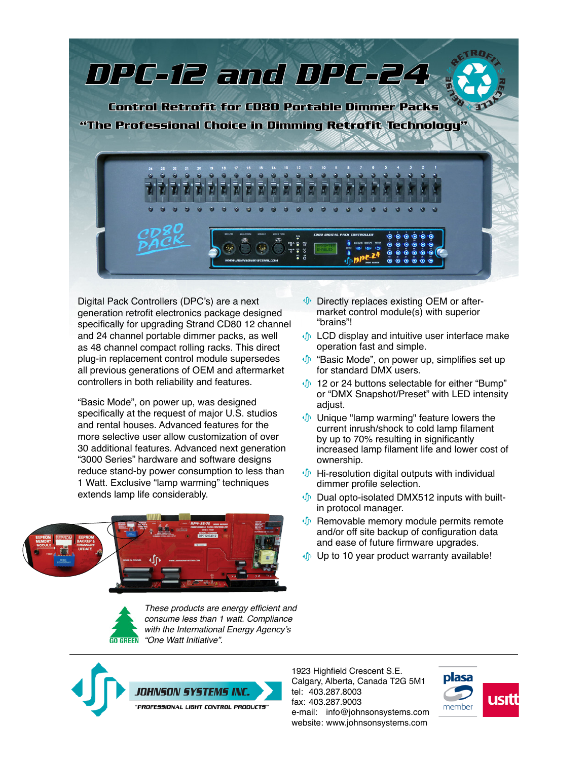# DPC-12 and DPC-24

## Control Retrofit for CD80 Portable Dimmer Packs

### "The Professional Choice in Dimming Retrofit Technology"

Digital Pack Controllers (DPC's) are a next generation retrofit electronics package designed specifically for upgrading Strand CD80 12 channel and 24 channel portable dimmer packs, as well as 48 channel compact rolling racks. This direct plug-in replacement control module supersedes all previous generations of OEM and aftermarket controllers in both reliability and features.

"Basic Mode", on power up, was designed specifically at the request of major U.S. studios and rental houses. Advanced features for the more selective user allow customization of over 30 additional features. Advanced next generation "3000 Series" hardware and software designs reduce stand-by power consumption to less than 1 Watt. Exclusive "lamp warming" techniques extends lamp life considerably.

- Directly replaces existing OEM or after-market control module(s) with superior "brains"!
- LCD display and intuitive user interface make operation fast and simple.
- "Basic Mode", on power up, simplifies set up for standard DMX users.
- 12 or 24 buttons selectable for either "Bump" or "DMX Snapshot/Preset" with LED intensity adjust.
- Unique "lamp warming" feature lowers the current inrush/shock to cold lamp filament by up to 70% resulting in significantly increased lamp filament life and lower cost of ownership.
- Hi-resolution digital outputs with individual dimmer profile selection.
- Dual opto-isolated DMX512 inputs with built-in protocol manager.
- Removable memory module permits remote and/or off site backup of configuration data and ease of future firmware upgrades.
- Up to 10 year product warranty available!

GO GREEN

*These products are energy efficient and consume less than 1 watt. Compliance with the International Energy Agency's "One Watt Initiative".*

**JOHNSON SYSTEMS INC.**
"PROFESSIONAL LIGHT CONTROL PRODUCTS"

1923 Highfield Crescent S.E.
Calgary, Alberta, Canada T2G 5M1
tel: 403.287.8003
fax: 403.287.9003
e-mail: info@johnsonsystems.com
website: www.johnsonsystems.com

plasa member | usitt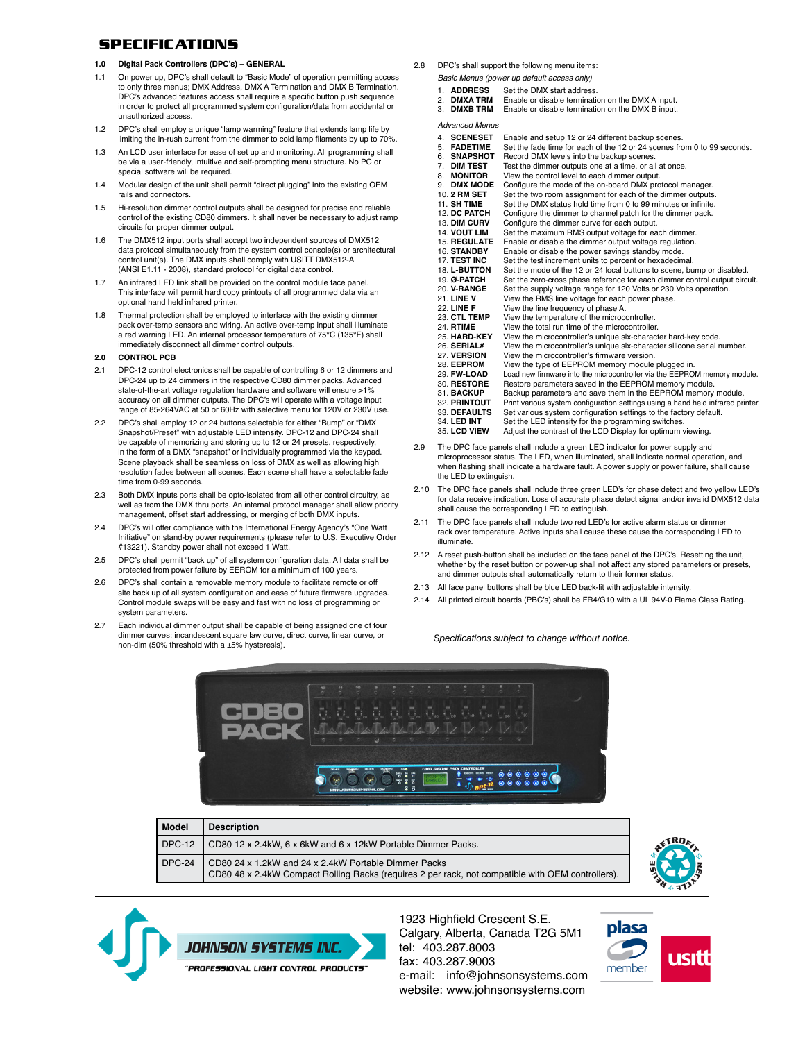# SPECIFICATIONS

**1.0 Digital Pack Controllers (DPC's) – GENERAL**

1.1 On power up, DPC's shall default to "Basic Mode" of operation permitting access to only three menus; DMX Address, DMX A Termination and DMX B Termination. DPC's advanced features access shall require a specific button push sequence in order to protect all programmed system configuration/data from accidental or unauthorized access.

1.2 DPC's shall employ a unique "lamp warming" feature that extends lamp life by limiting the in-rush current from the dimmer to cold lamp filaments by up to 70%.

1.3 An LCD user interface for ease of set up and monitoring. All programming shall be via a user-friendly, intuitive and self-prompting menu structure. No PC or special software will be required.

1.4 Modular design of the unit shall permit "direct plugging" into the existing OEM rails and connectors.

1.5 Hi-resolution dimmer control outputs shall be designed for precise and reliable control of the existing CD80 dimmers. It shall never be necessary to adjust ramp circuits for proper dimmer output.

1.6 The DMX512 input ports shall accept two independent sources of DMX512 data protocol simultaneously from the system control console(s) or architectural control unit(s). The DMX inputs shall comply with USITT DMX512-A (ANSI E1.11 - 2008), standard protocol for digital data control.

1.7 An infrared LED link shall be provided on the control module face panel. This interface will permit hard copy printouts of all programmed data via an optional hand held infrared printer.

1.8 Thermal protection shall be employed to interface with the existing dimmer pack over-temp sensors and wiring. An active over-temp input shall illuminate a red warning LED. An internal processor temperature of 75°C (135°F) shall immediately disconnect all dimmer control outputs.

**2.0 CONTROL PCB**

2.1 DPC-12 control electronics shall be capable of controlling 6 or 12 dimmers and DPC-24 up to 24 dimmers in the respective CD80 dimmer packs. Advanced state-of-the-art voltage regulation hardware and software will ensure >1% accuracy on all dimmer outputs. The DPC's will operate with a voltage input range of 85-264VAC at 50 or 60Hz with selective menu for 120V or 230V use.

2.2 DPC's shall employ 12 or 24 buttons selectable for either "Bump" or "DMX Snapshot/Preset" with adjustable LED intensity. DPC-12 and DPC-24 shall be capable of memorizing and storing up to 12 or 24 presets, respectively, in the form of a DMX "snapshot" or individually programmed via the keypad. Scene playback shall be seamless on loss of DMX as well as allowing high resolution fades between all scenes. Each scene shall have a selectable fade time from 0-99 seconds.

2.3 Both DMX inputs ports shall be opto-isolated from all other control circuitry, as well as from the DMX thru ports. An internal protocol manager shall allow priority management, offset start addressing, or merging of both DMX inputs.

2.4 DPC's will offer compliance with the International Energy Agency's "One Watt Initiative" on stand-by power requirements (please refer to U.S. Executive Order #13221). Standby power shall not exceed 1 Watt.

2.5 DPC's shall permit "back up" of all system configuration data. All data shall be protected from power failure by EEROM for a minimum of 100 years.

2.6 DPC's shall contain a removable memory module to facilitate remote or off site back up of all system configuration and ease of future firmware upgrades. Control module swaps will be easy and fast with no loss of programming or system parameters.

2.7 Each individual dimmer output shall be capable of being assigned one of four dimmer curves: incandescent square law curve, direct curve, linear curve, or non-dim (50% threshold with a ±5% hysteresis).

2.8 DPC's shall support the following menu items:

*Basic Menus (power up default access only)*

1. **ADDRESS** Set the DMX start address.
2. **DMXA TRM** Enable or disable termination on the DMX A input.
3. **DMXB TRM** Enable or disable termination on the DMX B input.

*Advanced Menus*

4. **SCENESET** Enable and setup 12 or 24 different backup scenes.
5. **FADETIME** Set the fade time for each of the 12 or 24 scenes from 0 to 99 seconds.
6. **SNAPSHOT** Record DMX levels into the backup scenes.
7. **DIM TEST** Test the dimmer outputs one at a time, or all at once.
8. **MONITOR** View the control level to each dimmer output.
9. **DMX MODE** Configure the mode of the on-board DMX protocol manager.
10. **2 RM SET** Set the two room assignment for each of the dimmer outputs.
11. **SH TIME** Set the DMX status hold time from 0 to 99 minutes or infinite.
12. **DC PATCH** Configure the dimmer to channel patch for the dimmer pack.
13. **DIM CURV** Configure the dimmer curve for each output.
14. **VOUT LIM** Set the maximum RMS output voltage for each dimmer.
15. **REGULATE** Enable or disable the dimmer output voltage regulation.
16. **STANDBY** Enable or disable the power savings standby mode.
17. **TEST INC** Set the test increment units to percent or hexadecimal.
18. **L-BUTTON** Set the mode of the 12 or 24 local buttons to scene, bump or disabled.
19. **Ø-PATCH** Set the zero-cross phase reference for each dimmer control output circuit.
20. **V-RANGE** Set the supply voltage range for 120 Volts or 230 Volts operation.
21. **LINE V** View the RMS line voltage for each power phase.
22. **LINE F** View the line frequency of phase A.
23. **CTL TEMP** View the temperature of the microcontroller.
24. **RTIME** View the total run time of the microcontroller.
25. **HARD-KEY** View the microcontroller's unique six-character hard-key code.
26. **SERIAL#** View the microcontroller's unique six-character silicone serial number.
27. **VERSION** View the microcontroller's firmware version.
28. **EEPROM** View the type of EEPROM memory module plugged in.
29. **FW-LOAD** Load new firmware into the microcontroller via the EEPROM memory module.
30. **RESTORE** Restore parameters saved in the EEPROM memory module.
31. **BACKUP** Backup parameters and save them in the EEPROM memory module.
32. **PRINTOUT** Print various system configuration settings using a hand held infrared printer.
33. **DEFAULTS** Set various system configuration settings to the factory default.
34. **LED INT** Set the LED intensity for the programming switches.
35. **LCD VIEW** Adjust the contrast of the LCD Display for optimum viewing.

2.9 The DPC face panels shall include a green LED indicator for power supply and microprocessor status. The LED, when illuminated, shall indicate normal operation, and when flashing shall indicate a hardware fault. A power supply or power failure, shall cause the LED to extinguish.

2.10 The DPC face panels shall include three green LED's for phase detect and two yellow LED's for data receive indication. Loss of accurate phase detect signal and/or invalid DMX512 data shall cause the corresponding LED to extinguish.

2.11 The DPC face panels shall include two red LED's for active alarm status or dimmer rack over temperature. Active inputs shall cause these cause the corresponding LED to illuminate.

2.12 A reset push-button shall be included on the face panel of the DPC's. Resetting the unit, whether by the reset button or power-up shall not affect any stored parameters or presets, and dimmer outputs shall automatically return to their former status.

2.13 All face panel buttons shall be blue LED back-lit with adjustable intensity.

2.14 All printed circuit boards (PBC's) shall be FR4/G10 with a UL 94V-0 Flame Class Rating.

*Specifications subject to change without notice.*

| Model | Description |
|---|---|
| DPC-12 | CD80 12 x 2.4kW, 6 x 6kW and 6 x 12kW Portable Dimmer Packs. |
| DPC-24 | CD80 24 x 1.2kW and 24 x 2.4kW Portable Dimmer Packs<br>CD80 48 x 2.4kW Compact Rolling Racks (requires 2 per rack, not compatible with OEM controllers). |

JOHNSON SYSTEMS INC.
"PROFESSIONAL LIGHT CONTROL PRODUCTS"

1923 Highfield Crescent S.E.
Calgary, Alberta, Canada T2G 5M1
tel: 403.287.8003
fax: 403.287.9003
e-mail: info@johnsonsystems.com
website: www.johnsonsystems.com